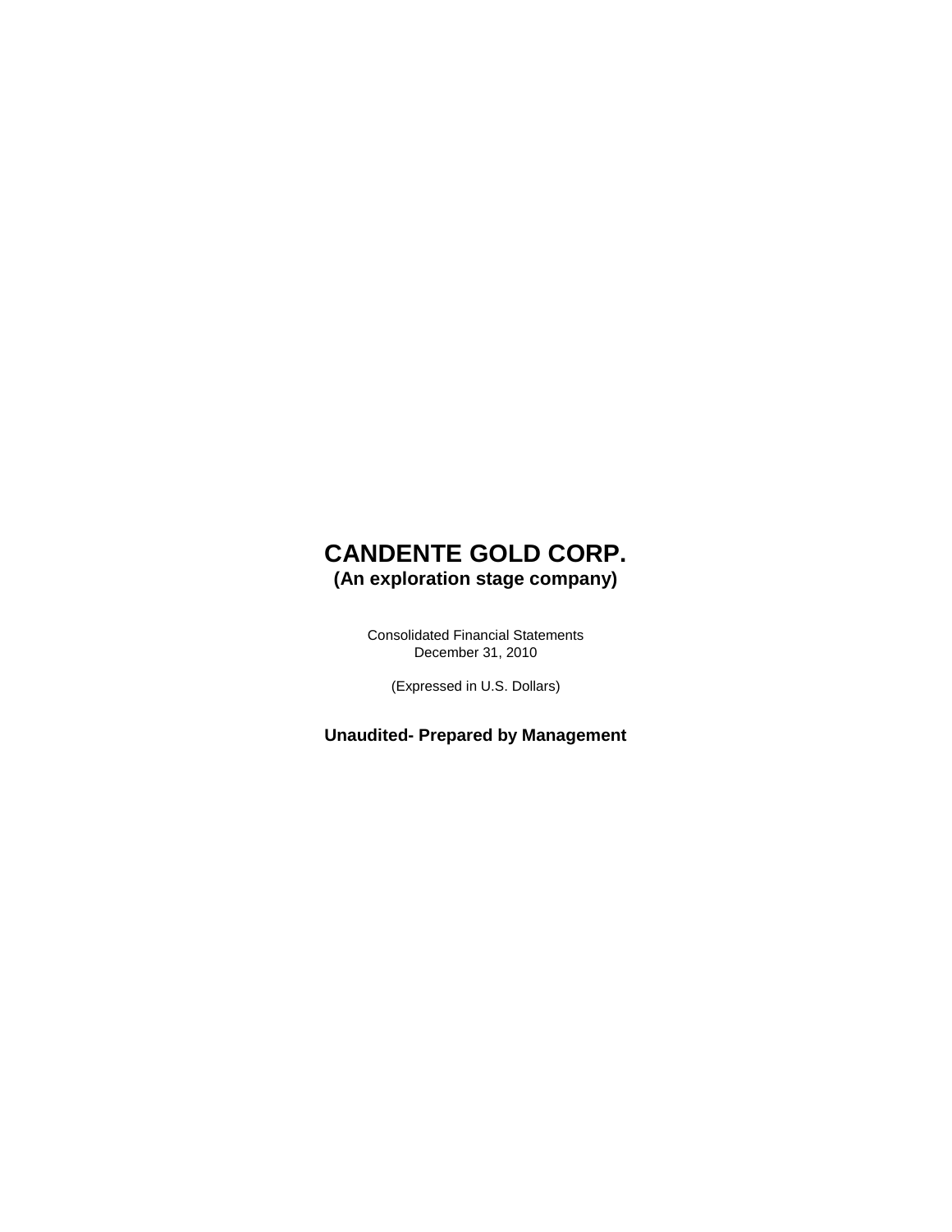# CANDENTE GOLD CORP.

**(An exploration stage company)**

Consolidated Financial Statements
December 31, 2010

(Expressed in U.S. Dollars)

**Unaudited- Prepared by Management**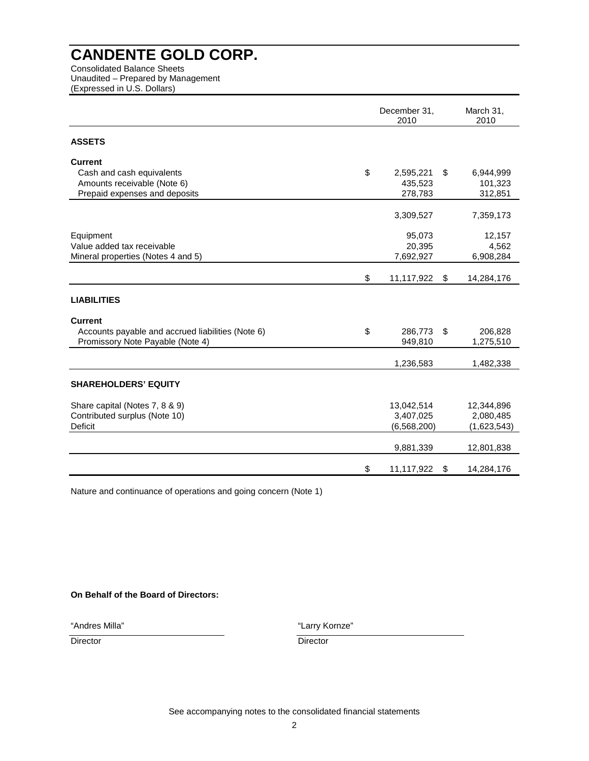# CANDENTE GOLD CORP.

Consolidated Balance Sheets
Unaudited – Prepared by Management
(Expressed in U.S. Dollars)

| | December 31, 2010 | March 31, 2010 |
|---|---|---|
| **ASSETS** | | |
| **Current** | | |
| Cash and cash equivalents | $ 2,595,221 | $ 6,944,999 |
| Amounts receivable (Note 6) | 435,523 | 101,323 |
| Prepaid expenses and deposits | 278,783 | 312,851 |
| | 3,309,527 | 7,359,173 |
| Equipment | 95,073 | 12,157 |
| Value added tax receivable | 20,395 | 4,562 |
| Mineral properties (Notes 4 and 5) | 7,692,927 | 6,908,284 |
| | $ 11,117,922 | $ 14,284,176 |
| **LIABILITIES** | | |
| **Current** | | |
| Accounts payable and accrued liabilities (Note 6) | $ 286,773 | $ 206,828 |
| Promissory Note Payable (Note 4) | 949,810 | 1,275,510 |
| | 1,236,583 | 1,482,338 |
| **SHAREHOLDERS' EQUITY** | | |
| Share capital (Notes 7, 8 & 9) | 13,042,514 | 12,344,896 |
| Contributed surplus (Note 10) | 3,407,025 | 2,080,485 |
| Deficit | (6,568,200) | (1,623,543) |
| | 9,881,339 | 12,801,838 |
| | $ 11,117,922 | $ 14,284,176 |

Nature and continuance of operations and going concern (Note 1)

**On Behalf of the Board of Directors:**

"Andres Milla"
Director

"Larry Kornze"
Director

See accompanying notes to the consolidated financial statements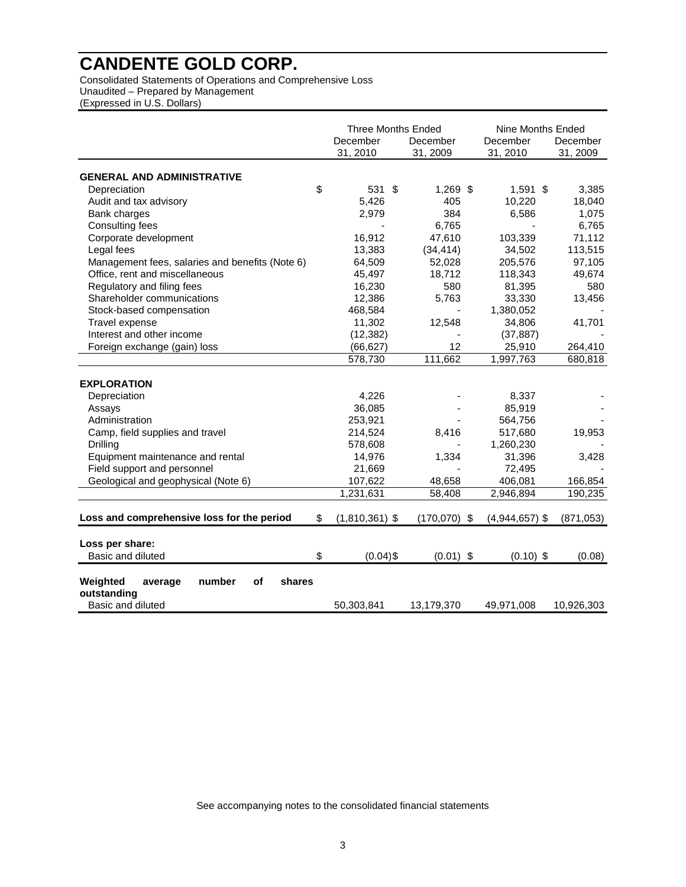# CANDENTE GOLD CORP.

Consolidated Statements of Operations and Comprehensive Loss
Unaudited – Prepared by Management
(Expressed in U.S. Dollars)

| | Three Months Ended | | Nine Months Ended | |
|---|---|---|---|---|
| | December 31, 2010 | December 31, 2009 | December 31, 2010 | December 31, 2009 |
| **GENERAL AND ADMINISTRATIVE** | | | | |
| Depreciation | $ 531 | $ 1,269 | $ 1,591 | $ 3,385 |
| Audit and tax advisory | 5,426 | 405 | 10,220 | 18,040 |
| Bank charges | 2,979 | 384 | 6,586 | 1,075 |
| Consulting fees | - | 6,765 | - | 6,765 |
| Corporate development | 16,912 | 47,610 | 103,339 | 71,112 |
| Legal fees | 13,383 | (34,414) | 34,502 | 113,515 |
| Management fees, salaries and benefits (Note 6) | 64,509 | 52,028 | 205,576 | 97,105 |
| Office, rent and miscellaneous | 45,497 | 18,712 | 118,343 | 49,674 |
| Regulatory and filing fees | 16,230 | 580 | 81,395 | 580 |
| Shareholder communications | 12,386 | 5,763 | 33,330 | 13,456 |
| Stock-based compensation | 468,584 | - | 1,380,052 | - |
| Travel expense | 11,302 | 12,548 | 34,806 | 41,701 |
| Interest and other income | (12,382) | - | (37,887) | - |
| Foreign exchange (gain) loss | (66,627) | 12 | 25,910 | 264,410 |
| | 578,730 | 111,662 | 1,997,763 | 680,818 |
| **EXPLORATION** | | | | |
| Depreciation | 4,226 | - | 8,337 | - |
| Assays | 36,085 | - | 85,919 | - |
| Administration | 253,921 | - | 564,756 | - |
| Camp, field supplies and travel | 214,524 | 8,416 | 517,680 | 19,953 |
| Drilling | 578,608 | - | 1,260,230 | - |
| Equipment maintenance and rental | 14,976 | 1,334 | 31,396 | 3,428 |
| Field support and personnel | 21,669 | - | 72,495 | - |
| Geological and geophysical (Note 6) | 107,622 | 48,658 | 406,081 | 166,854 |
| | 1,231,631 | 58,408 | 2,946,894 | 190,235 |
| **Loss and comprehensive loss for the period** | $ (1,810,361) | $ (170,070) | $ (4,944,657) | $ (871,053) |
| **Loss per share:** | | | | |
| Basic and diluted | $ (0.04) | $ (0.01) | $ (0.10) | $ (0.08) |
| **Weighted average number of shares outstanding** | | | | |
| Basic and diluted | 50,303,841 | 13,179,370 | 49,971,008 | 10,926,303 |

See accompanying notes to the consolidated financial statements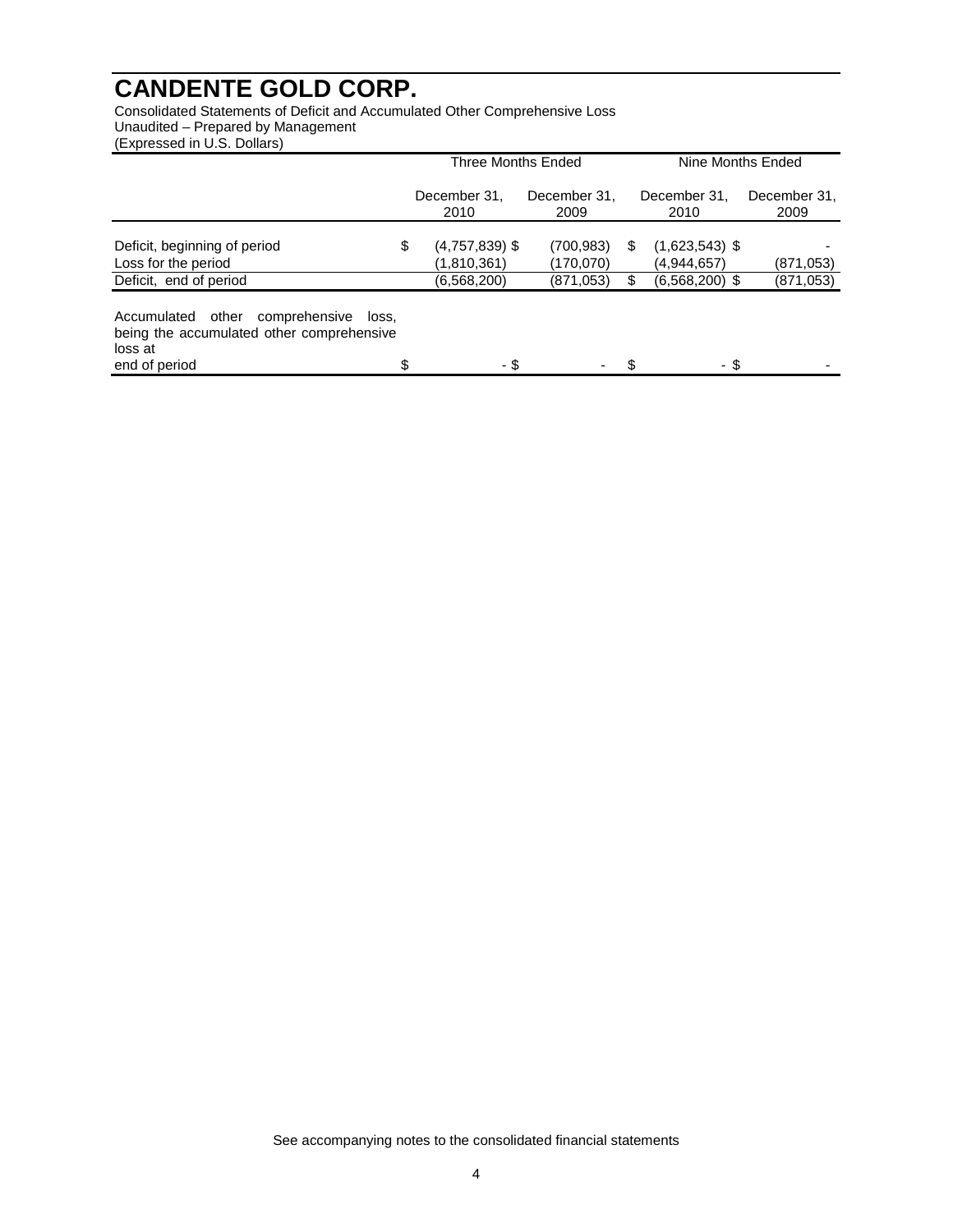# CANDENTE GOLD CORP.

Consolidated Statements of Deficit and Accumulated Other Comprehensive Loss
Unaudited – Prepared by Management
(Expressed in U.S. Dollars)

| | Three Months Ended | | Nine Months Ended | |
|---|---|---|---|---|
| | December 31, 2010 | December 31, 2009 | December 31, 2010 | December 31, 2009 |
| Deficit, beginning of period | $ (4,757,839) | $ (700,983) | $ (1,623,543) | $ - |
| Loss for the period | (1,810,361) | (170,070) | (4,944,657) | (871,053) |
| Deficit, end of period | (6,568,200) | (871,053) | $ (6,568,200) | $ (871,053) |
| Accumulated other comprehensive loss, being the accumulated other comprehensive loss at end of period | $ - | $ - | $ - | $ - |

See accompanying notes to the consolidated financial statements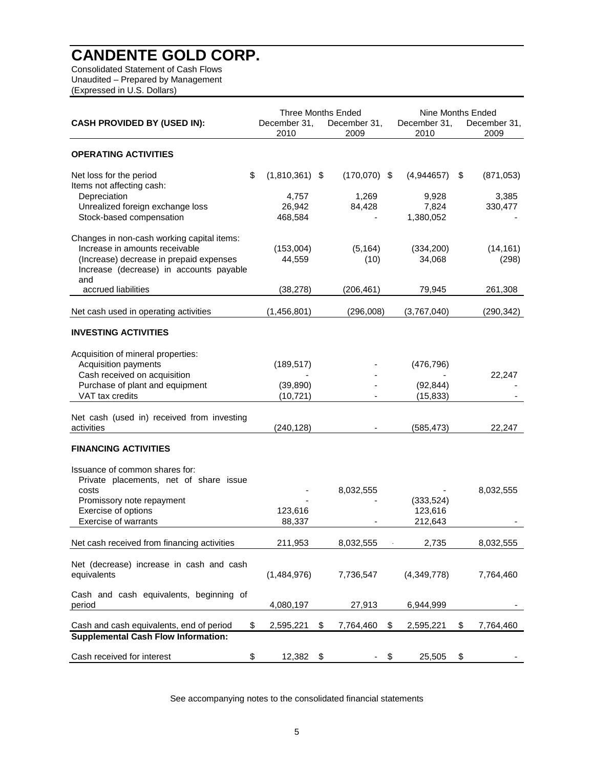# CANDENTE GOLD CORP.

Consolidated Statement of Cash Flows
Unaudited – Prepared by Management
(Expressed in U.S. Dollars)

| CASH PROVIDED BY (USED IN): | Three Months Ended | | Nine Months Ended | |
|---|---|---|---|---|
| | December 31, 2010 | December 31, 2009 | December 31, 2010 | December 31, 2009 |
| **OPERATING ACTIVITIES** | | | | |
| Net loss for the period | $ (1,810,361) | $ (170,070) | $ (4,944657) | $ (871,053) |
| Items not affecting cash: | | | | |
| Depreciation | 4,757 | 1,269 | 9,928 | 3,385 |
| Unrealized foreign exchange loss | 26,942 | 84,428 | 7,824 | 330,477 |
| Stock-based compensation | 468,584 | - | 1,380,052 | - |
| Changes in non-cash working capital items: | | | | |
| Increase in amounts receivable | (153,004) | (5,164) | (334,200) | (14,161) |
| (Increase) decrease in prepaid expenses | 44,559 | (10) | 34,068 | (298) |
| Increase (decrease) in accounts payable and accrued liabilities | (38,278) | (206,461) | 79,945 | 261,308 |
| Net cash used in operating activities | (1,456,801) | (296,008) | (3,767,040) | (290,342) |
| **INVESTING ACTIVITIES** | | | | |
| Acquisition of mineral properties: | | | | |
| Acquisition payments | (189,517) | - | (476,796) | |
| Cash received on acquisition | - | - | - | 22,247 |
| Purchase of plant and equipment | (39,890) | - | (92,844) | - |
| VAT tax credits | (10,721) | - | (15,833) | - |
| Net cash (used in) received from investing activities | (240,128) | - | (585,473) | 22,247 |
| **FINANCING ACTIVITIES** | | | | |
| Issuance of common shares for: | | | | |
| Private placements, net of share issue costs | - | 8,032,555 | - | 8,032,555 |
| Promissory note repayment | - | - | (333,524) | |
| Exercise of options | 123,616 | | 123,616 | |
| Exercise of warrants | 88,337 | - | 212,643 | - |
| Net cash received from financing activities | 211,953 | 8,032,555 | 2,735 | 8,032,555 |
| Net (decrease) increase in cash and cash equivalents | (1,484,976) | 7,736,547 | (4,349,778) | 7,764,460 |
| Cash and cash equivalents, beginning of period | 4,080,197 | 27,913 | 6,944,999 | - |
| Cash and cash equivalents, end of period | $ 2,595,221 | $ 7,764,460 | $ 2,595,221 | $ 7,764,460 |
| **Supplemental Cash Flow Information:** | | | | |
| Cash received for interest | $ 12,382 | $ - | $ 25,505 | $ - |

See accompanying notes to the consolidated financial statements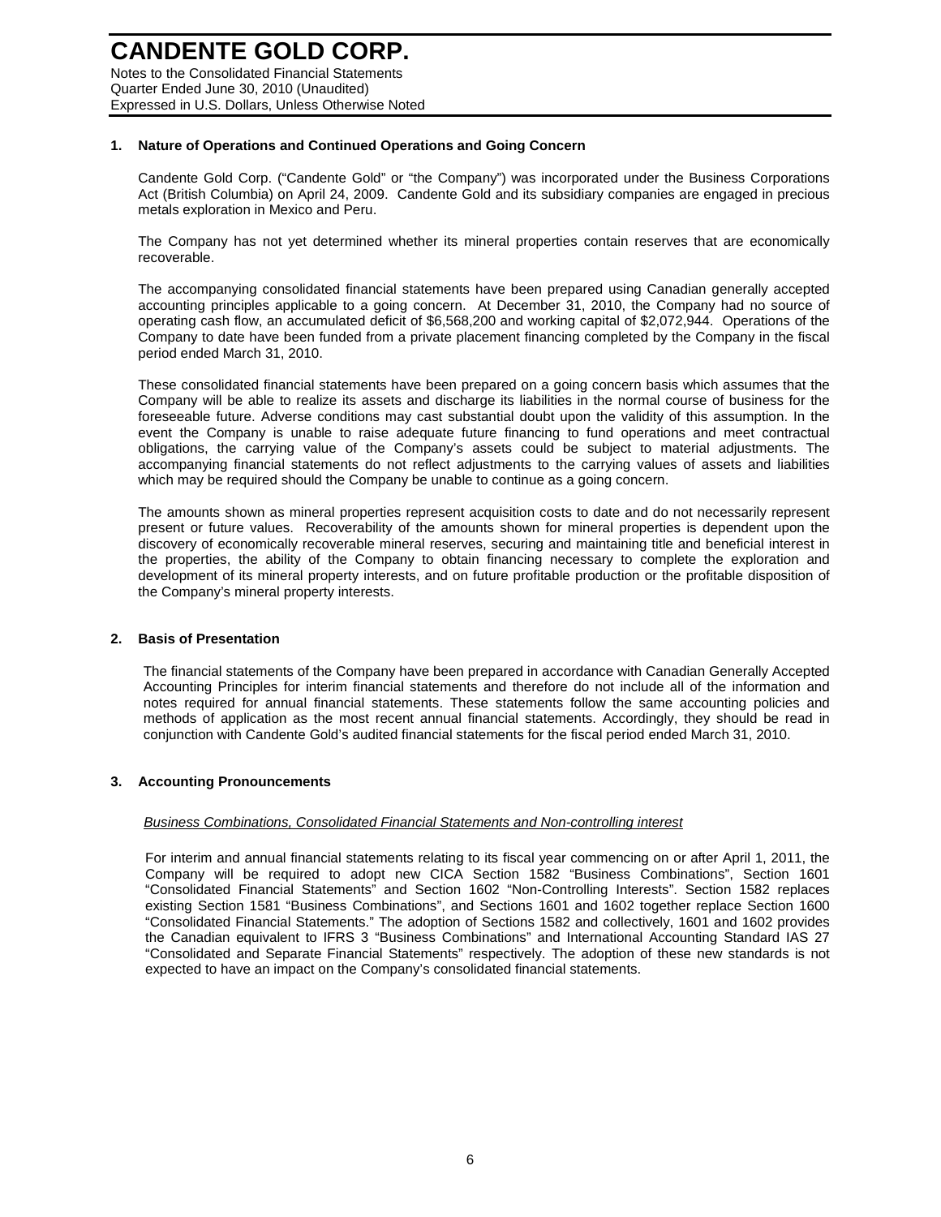# CANDENTE GOLD CORP.

Notes to the Consolidated Financial Statements
Quarter Ended June 30, 2010 (Unaudited)
Expressed in U.S. Dollars, Unless Otherwise Noted

## 1. Nature of Operations and Continued Operations and Going Concern

Candente Gold Corp. ("Candente Gold" or "the Company") was incorporated under the Business Corporations Act (British Columbia) on April 24, 2009. Candente Gold and its subsidiary companies are engaged in precious metals exploration in Mexico and Peru.

The Company has not yet determined whether its mineral properties contain reserves that are economically recoverable.

The accompanying consolidated financial statements have been prepared using Canadian generally accepted accounting principles applicable to a going concern. At December 31, 2010, the Company had no source of operating cash flow, an accumulated deficit of $6,568,200 and working capital of $2,072,944. Operations of the Company to date have been funded from a private placement financing completed by the Company in the fiscal period ended March 31, 2010.

These consolidated financial statements have been prepared on a going concern basis which assumes that the Company will be able to realize its assets and discharge its liabilities in the normal course of business for the foreseeable future. Adverse conditions may cast substantial doubt upon the validity of this assumption. In the event the Company is unable to raise adequate future financing to fund operations and meet contractual obligations, the carrying value of the Company's assets could be subject to material adjustments. The accompanying financial statements do not reflect adjustments to the carrying values of assets and liabilities which may be required should the Company be unable to continue as a going concern.

The amounts shown as mineral properties represent acquisition costs to date and do not necessarily represent present or future values. Recoverability of the amounts shown for mineral properties is dependent upon the discovery of economically recoverable mineral reserves, securing and maintaining title and beneficial interest in the properties, the ability of the Company to obtain financing necessary to complete the exploration and development of its mineral property interests, and on future profitable production or the profitable disposition of the Company's mineral property interests.

## 2. Basis of Presentation

The financial statements of the Company have been prepared in accordance with Canadian Generally Accepted Accounting Principles for interim financial statements and therefore do not include all of the information and notes required for annual financial statements. These statements follow the same accounting policies and methods of application as the most recent annual financial statements. Accordingly, they should be read in conjunction with Candente Gold's audited financial statements for the fiscal period ended March 31, 2010.

## 3. Accounting Pronouncements

*Business Combinations, Consolidated Financial Statements and Non-controlling interest*

For interim and annual financial statements relating to its fiscal year commencing on or after April 1, 2011, the Company will be required to adopt new CICA Section 1582 "Business Combinations", Section 1601 "Consolidated Financial Statements" and Section 1602 "Non-Controlling Interests". Section 1582 replaces existing Section 1581 "Business Combinations", and Sections 1601 and 1602 together replace Section 1600 "Consolidated Financial Statements." The adoption of Sections 1582 and collectively, 1601 and 1602 provides the Canadian equivalent to IFRS 3 "Business Combinations" and International Accounting Standard IAS 27 "Consolidated and Separate Financial Statements" respectively. The adoption of these new standards is not expected to have an impact on the Company's consolidated financial statements.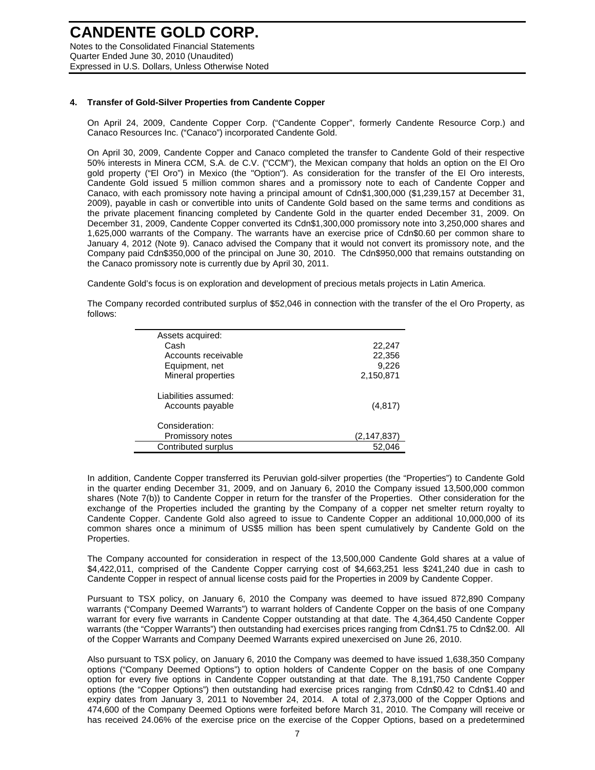## 4. Transfer of Gold-Silver Properties from Candente Copper

On April 24, 2009, Candente Copper Corp. ("Candente Copper", formerly Candente Resource Corp.) and Canaco Resources Inc. ("Canaco") incorporated Candente Gold.

On April 30, 2009, Candente Copper and Canaco completed the transfer to Candente Gold of their respective 50% interests in Minera CCM, S.A. de C.V. ("CCM"), the Mexican company that holds an option on the El Oro gold property ("El Oro") in Mexico (the "Option"). As consideration for the transfer of the El Oro interests, Candente Gold issued 5 million common shares and a promissory note to each of Candente Copper and Canaco, with each promissory note having a principal amount of Cdn$1,300,000 ($1,239,157 at December 31, 2009), payable in cash or convertible into units of Candente Gold based on the same terms and conditions as the private placement financing completed by Candente Gold in the quarter ended December 31, 2009. On December 31, 2009, Candente Copper converted its Cdn$1,300,000 promissory note into 3,250,000 shares and 1,625,000 warrants of the Company. The warrants have an exercise price of Cdn$0.60 per common share to January 4, 2012 (Note 9). Canaco advised the Company that it would not convert its promissory note, and the Company paid Cdn$350,000 of the principal on June 30, 2010. The Cdn$950,000 that remains outstanding on the Canaco promissory note is currently due by April 30, 2011.

Candente Gold's focus is on exploration and development of precious metals projects in Latin America.

The Company recorded contributed surplus of $52,046 in connection with the transfer of the el Oro Property, as follows:

| | |
|---|---|
| Assets acquired: | |
| Cash | 22,247 |
| Accounts receivable | 22,356 |
| Equipment, net | 9,226 |
| Mineral properties | 2,150,871 |
| Liabilities assumed: | |
| Accounts payable | (4,817) |
| Consideration: | |
| Promissory notes | (2,147,837) |
| Contributed surplus | 52,046 |

In addition, Candente Copper transferred its Peruvian gold-silver properties (the "Properties") to Candente Gold in the quarter ending December 31, 2009, and on January 6, 2010 the Company issued 13,500,000 common shares (Note 7(b)) to Candente Copper in return for the transfer of the Properties. Other consideration for the exchange of the Properties included the granting by the Company of a copper net smelter return royalty to Candente Copper. Candente Gold also agreed to issue to Candente Copper an additional 10,000,000 of its common shares once a minimum of US$5 million has been spent cumulatively by Candente Gold on the Properties.

The Company accounted for consideration in respect of the 13,500,000 Candente Gold shares at a value of $4,422,011, comprised of the Candente Copper carrying cost of $4,663,251 less $241,240 due in cash to Candente Copper in respect of annual license costs paid for the Properties in 2009 by Candente Copper.

Pursuant to TSX policy, on January 6, 2010 the Company was deemed to have issued 872,890 Company warrants ("Company Deemed Warrants") to warrant holders of Candente Copper on the basis of one Company warrant for every five warrants in Candente Copper outstanding at that date. The 4,364,450 Candente Copper warrants (the "Copper Warrants") then outstanding had exercises prices ranging from Cdn$1.75 to Cdn$2.00. All of the Copper Warrants and Company Deemed Warrants expired unexercised on June 26, 2010.

Also pursuant to TSX policy, on January 6, 2010 the Company was deemed to have issued 1,638,350 Company options ("Company Deemed Options") to option holders of Candente Copper on the basis of one Company option for every five options in Candente Copper outstanding at that date. The 8,191,750 Candente Copper options (the "Copper Options") then outstanding had exercise prices ranging from Cdn$0.42 to Cdn$1.40 and expiry dates from January 3, 2011 to November 24, 2014. A total of 2,373,000 of the Copper Options and 474,600 of the Company Deemed Options were forfeited before March 31, 2010. The Company will receive or has received 24.06% of the exercise price on the exercise of the Copper Options, based on a predetermined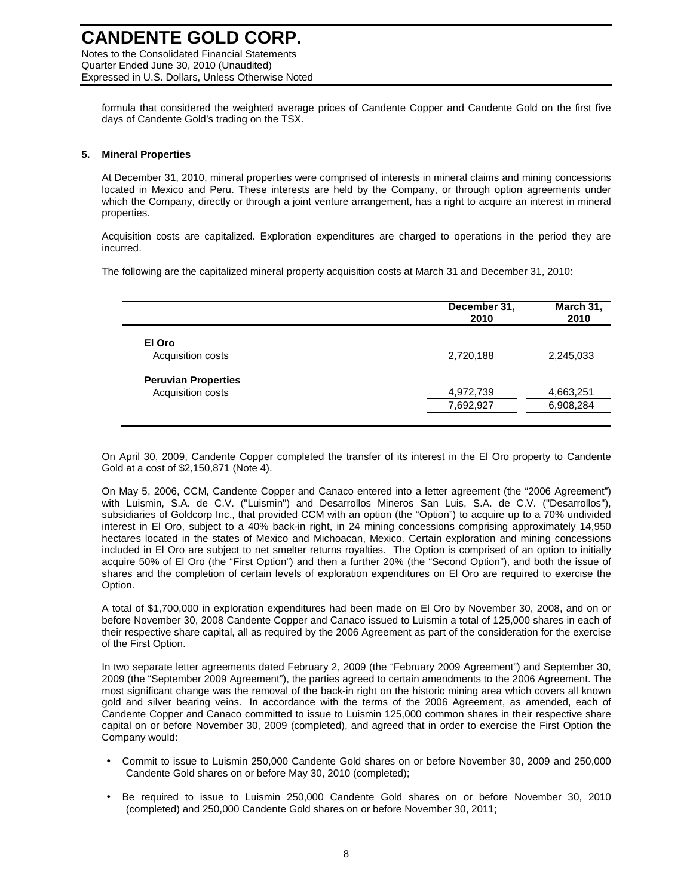formula that considered the weighted average prices of Candente Copper and Candente Gold on the first five days of Candente Gold's trading on the TSX.

**5. Mineral Properties**

At December 31, 2010, mineral properties were comprised of interests in mineral claims and mining concessions located in Mexico and Peru. These interests are held by the Company, or through option agreements under which the Company, directly or through a joint venture arrangement, has a right to acquire an interest in mineral properties.

Acquisition costs are capitalized. Exploration expenditures are charged to operations in the period they are incurred.

The following are the capitalized mineral property acquisition costs at March 31 and December 31, 2010:

| | December 31, 2010 | March 31, 2010 |
|---|---|---|
| **El Oro** | | |
| Acquisition costs | 2,720,188 | 2,245,033 |
| **Peruvian Properties** | | |
| Acquisition costs | 4,972,739 | 4,663,251 |
| | 7,692,927 | 6,908,284 |

On April 30, 2009, Candente Copper completed the transfer of its interest in the El Oro property to Candente Gold at a cost of $2,150,871 (Note 4).

On May 5, 2006, CCM, Candente Copper and Canaco entered into a letter agreement (the "2006 Agreement") with Luismin, S.A. de C.V. ("Luismin") and Desarrollos Mineros San Luis, S.A. de C.V. ("Desarrollos"), subsidiaries of Goldcorp Inc., that provided CCM with an option (the "Option") to acquire up to a 70% undivided interest in El Oro, subject to a 40% back-in right, in 24 mining concessions comprising approximately 14,950 hectares located in the states of Mexico and Michoacan, Mexico. Certain exploration and mining concessions included in El Oro are subject to net smelter returns royalties. The Option is comprised of an option to initially acquire 50% of El Oro (the "First Option") and then a further 20% (the "Second Option"), and both the issue of shares and the completion of certain levels of exploration expenditures on El Oro are required to exercise the Option.

A total of $1,700,000 in exploration expenditures had been made on El Oro by November 30, 2008, and on or before November 30, 2008 Candente Copper and Canaco issued to Luismin a total of 125,000 shares in each of their respective share capital, all as required by the 2006 Agreement as part of the consideration for the exercise of the First Option.

In two separate letter agreements dated February 2, 2009 (the "February 2009 Agreement") and September 30, 2009 (the "September 2009 Agreement"), the parties agreed to certain amendments to the 2006 Agreement. The most significant change was the removal of the back-in right on the historic mining area which covers all known gold and silver bearing veins. In accordance with the terms of the 2006 Agreement, as amended, each of Candente Copper and Canaco committed to issue to Luismin 125,000 common shares in their respective share capital on or before November 30, 2009 (completed), and agreed that in order to exercise the First Option the Company would:

- Commit to issue to Luismin 250,000 Candente Gold shares on or before November 30, 2009 and 250,000 Candente Gold shares on or before May 30, 2010 (completed);
- Be required to issue to Luismin 250,000 Candente Gold shares on or before November 30, 2010 (completed) and 250,000 Candente Gold shares on or before November 30, 2011;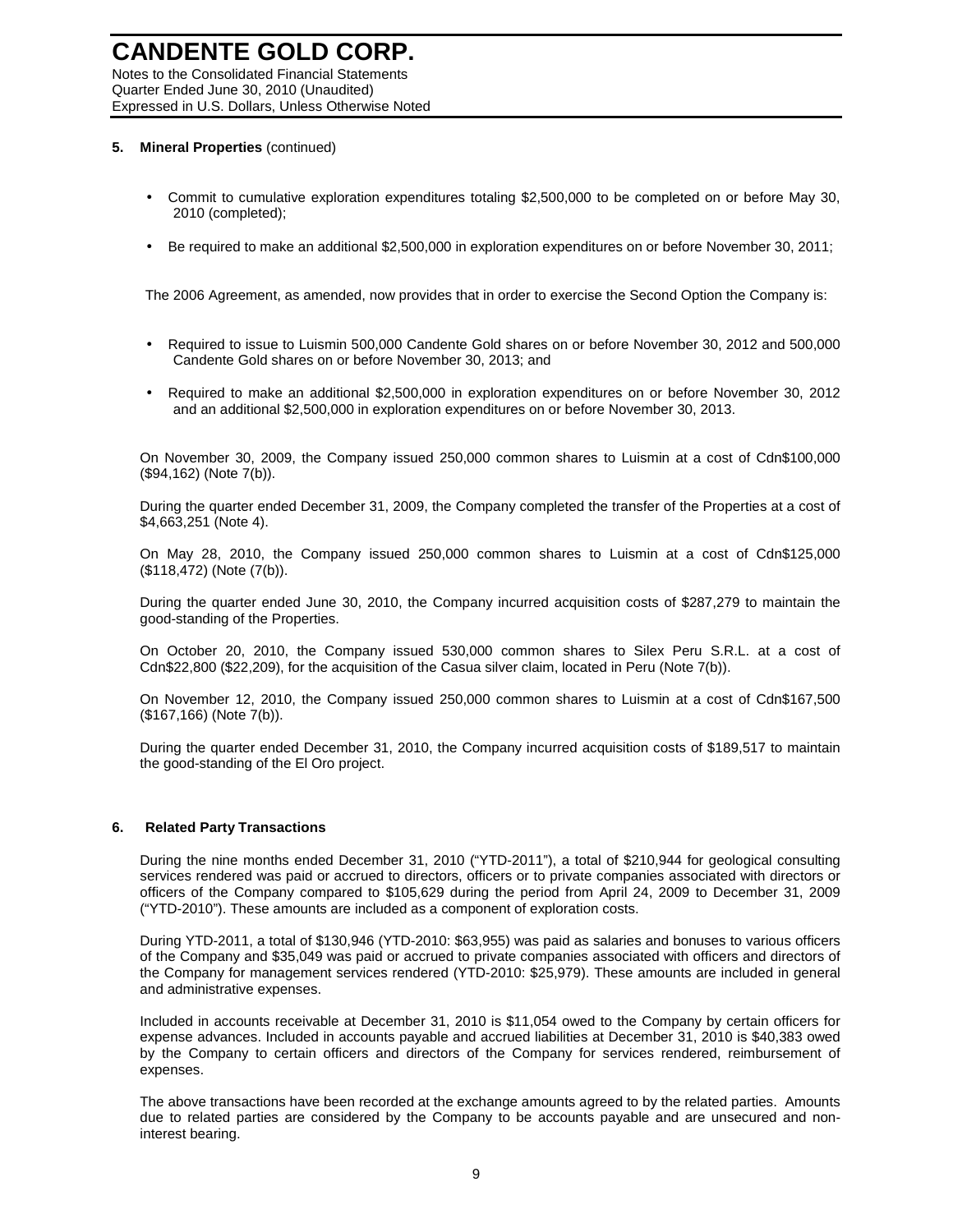## 5. Mineral Properties (continued)

- Commit to cumulative exploration expenditures totaling $2,500,000 to be completed on or before May 30, 2010 (completed);
- Be required to make an additional $2,500,000 in exploration expenditures on or before November 30, 2011;

The 2006 Agreement, as amended, now provides that in order to exercise the Second Option the Company is:

- Required to issue to Luismin 500,000 Candente Gold shares on or before November 30, 2012 and 500,000 Candente Gold shares on or before November 30, 2013; and
- Required to make an additional $2,500,000 in exploration expenditures on or before November 30, 2012 and an additional $2,500,000 in exploration expenditures on or before November 30, 2013.

On November 30, 2009, the Company issued 250,000 common shares to Luismin at a cost of Cdn$100,000 ($94,162) (Note 7(b)).

During the quarter ended December 31, 2009, the Company completed the transfer of the Properties at a cost of $4,663,251 (Note 4).

On May 28, 2010, the Company issued 250,000 common shares to Luismin at a cost of Cdn$125,000 ($118,472) (Note (7(b)).

During the quarter ended June 30, 2010, the Company incurred acquisition costs of $287,279 to maintain the good-standing of the Properties.

On October 20, 2010, the Company issued 530,000 common shares to Silex Peru S.R.L. at a cost of Cdn$22,800 ($22,209), for the acquisition of the Casua silver claim, located in Peru (Note 7(b)).

On November 12, 2010, the Company issued 250,000 common shares to Luismin at a cost of Cdn$167,500 ($167,166) (Note 7(b)).

During the quarter ended December 31, 2010, the Company incurred acquisition costs of $189,517 to maintain the good-standing of the El Oro project.

## 6. Related Party Transactions

During the nine months ended December 31, 2010 ("YTD-2011"), a total of $210,944 for geological consulting services rendered was paid or accrued to directors, officers or to private companies associated with directors or officers of the Company compared to $105,629 during the period from April 24, 2009 to December 31, 2009 ("YTD-2010"). These amounts are included as a component of exploration costs.

During YTD-2011, a total of $130,946 (YTD-2010: $63,955) was paid as salaries and bonuses to various officers of the Company and $35,049 was paid or accrued to private companies associated with officers and directors of the Company for management services rendered (YTD-2010: $25,979). These amounts are included in general and administrative expenses.

Included in accounts receivable at December 31, 2010 is $11,054 owed to the Company by certain officers for expense advances. Included in accounts payable and accrued liabilities at December 31, 2010 is $40,383 owed by the Company to certain officers and directors of the Company for services rendered, reimbursement of expenses.

The above transactions have been recorded at the exchange amounts agreed to by the related parties. Amounts due to related parties are considered by the Company to be accounts payable and are unsecured and non-interest bearing.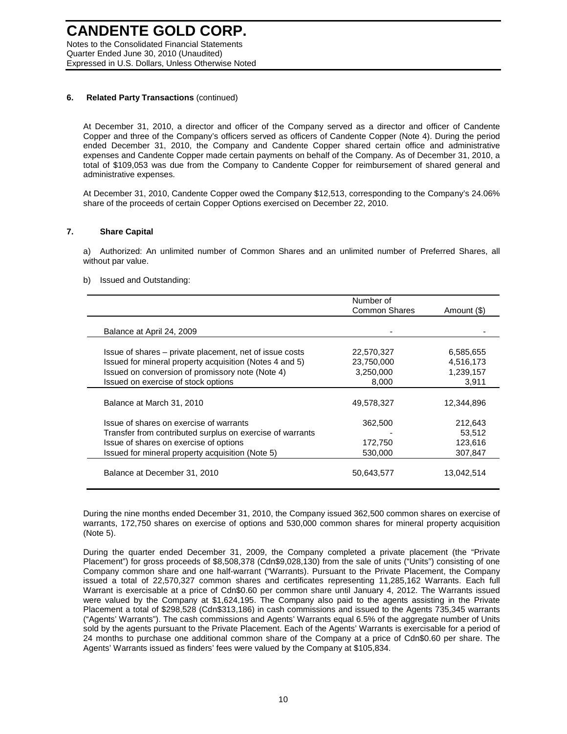## 6. Related Party Transactions (continued)

At December 31, 2010, a director and officer of the Company served as a director and officer of Candente Copper and three of the Company's officers served as officers of Candente Copper (Note 4). During the period ended December 31, 2010, the Company and Candente Copper shared certain office and administrative expenses and Candente Copper made certain payments on behalf of the Company. As of December 31, 2010, a total of $109,053 was due from the Company to Candente Copper for reimbursement of shared general and administrative expenses.

At December 31, 2010, Candente Copper owed the Company $12,513, corresponding to the Company's 24.06% share of the proceeds of certain Copper Options exercised on December 22, 2010.

## 7. Share Capital

a) Authorized: An unlimited number of Common Shares and an unlimited number of Preferred Shares, all without par value.

b) Issued and Outstanding:

| | Number of Common Shares | Amount ($) |
|---|---|---|
| Balance at April 24, 2009 | - | - |
| Issue of shares – private placement, net of issue costs | 22,570,327 | 6,585,655 |
| Issued for mineral property acquisition (Notes 4 and 5) | 23,750,000 | 4,516,173 |
| Issued on conversion of promissory note (Note 4) | 3,250,000 | 1,239,157 |
| Issued on exercise of stock options | 8,000 | 3,911 |
| Balance at March 31, 2010 | 49,578,327 | 12,344,896 |
| Issue of shares on exercise of warrants | 362,500 | 212,643 |
| Transfer from contributed surplus on exercise of warrants | - | 53,512 |
| Issue of shares on exercise of options | 172,750 | 123,616 |
| Issued for mineral property acquisition (Note 5) | 530,000 | 307,847 |
| Balance at December 31, 2010 | 50,643,577 | 13,042,514 |

During the nine months ended December 31, 2010, the Company issued 362,500 common shares on exercise of warrants, 172,750 shares on exercise of options and 530,000 common shares for mineral property acquisition (Note 5).

During the quarter ended December 31, 2009, the Company completed a private placement (the "Private Placement") for gross proceeds of $8,508,378 (Cdn$9,028,130) from the sale of units ("Units") consisting of one Company common share and one half-warrant ("Warrants). Pursuant to the Private Placement, the Company issued a total of 22,570,327 common shares and certificates representing 11,285,162 Warrants. Each full Warrant is exercisable at a price of Cdn$0.60 per common share until January 4, 2012. The Warrants issued were valued by the Company at $1,624,195. The Company also paid to the agents assisting in the Private Placement a total of $298,528 (Cdn$313,186) in cash commissions and issued to the Agents 735,345 warrants ("Agents' Warrants"). The cash commissions and Agents' Warrants equal 6.5% of the aggregate number of Units sold by the agents pursuant to the Private Placement. Each of the Agents' Warrants is exercisable for a period of 24 months to purchase one additional common share of the Company at a price of Cdn$0.60 per share. The Agents' Warrants issued as finders' fees were valued by the Company at $105,834.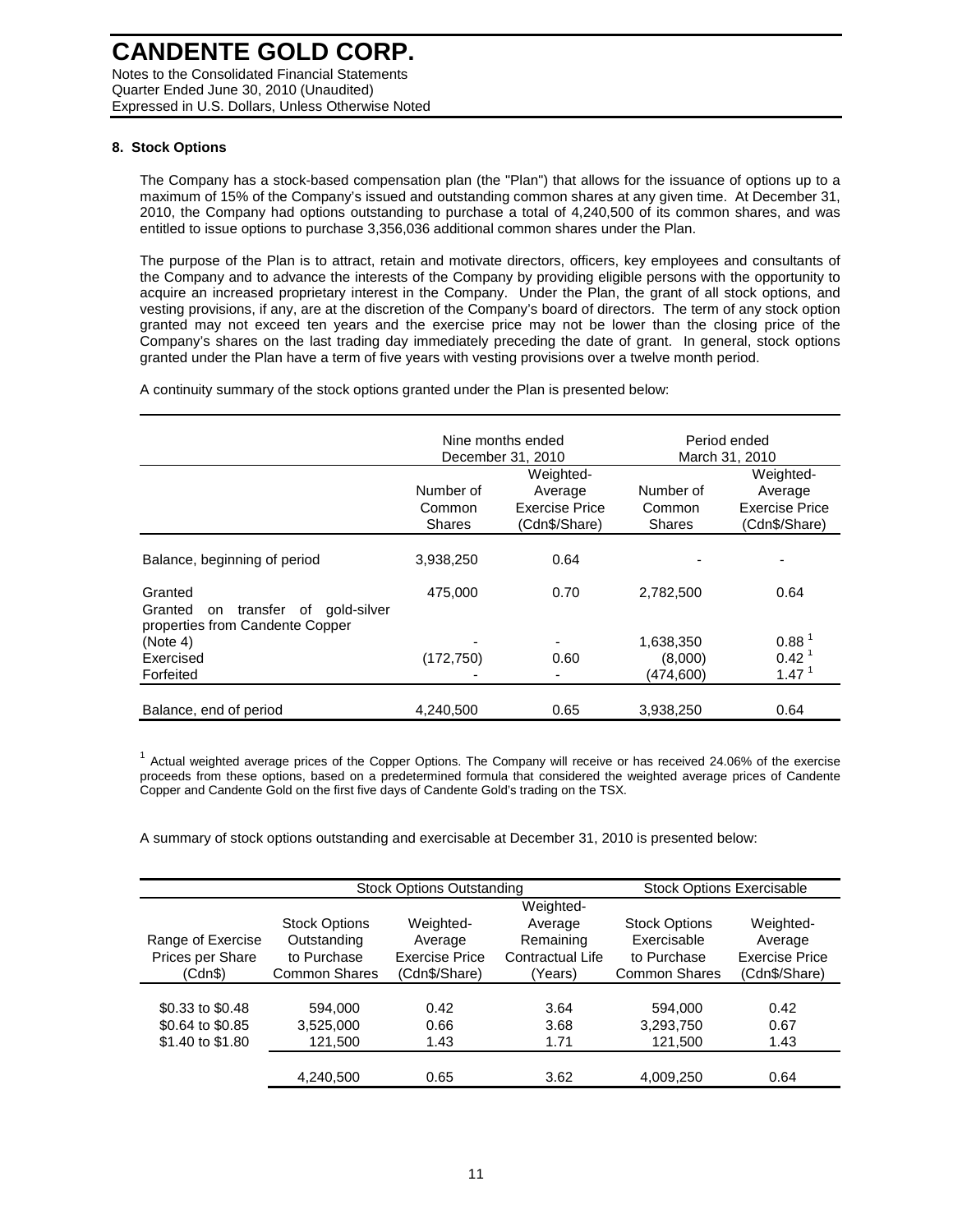# CANDENTE GOLD CORP.

Notes to the Consolidated Financial Statements
Quarter Ended June 30, 2010 (Unaudited)
Expressed in U.S. Dollars, Unless Otherwise Noted

## 8. Stock Options

The Company has a stock-based compensation plan (the "Plan") that allows for the issuance of options up to a maximum of 15% of the Company's issued and outstanding common shares at any given time. At December 31, 2010, the Company had options outstanding to purchase a total of 4,240,500 of its common shares, and was entitled to issue options to purchase 3,356,036 additional common shares under the Plan.

The purpose of the Plan is to attract, retain and motivate directors, officers, key employees and consultants of the Company and to advance the interests of the Company by providing eligible persons with the opportunity to acquire an increased proprietary interest in the Company. Under the Plan, the grant of all stock options, and vesting provisions, if any, are at the discretion of the Company's board of directors. The term of any stock option granted may not exceed ten years and the exercise price may not be lower than the closing price of the Company's shares on the last trading day immediately preceding the date of grant. In general, stock options granted under the Plan have a term of five years with vesting provisions over a twelve month period.

A continuity summary of the stock options granted under the Plan is presented below:

| | Nine months ended December 31, 2010 | | Period ended March 31, 2010 | |
|---|---|---|---|---|
| | Number of Common Shares | Weighted-Average Exercise Price (Cdn$/Share) | Number of Common Shares | Weighted-Average Exercise Price (Cdn$/Share) |
| Balance, beginning of period | 3,938,250 | 0.64 | - | - |
| Granted | 475,000 | 0.70 | 2,782,500 | 0.64 |
| Granted on transfer of gold-silver properties from Candente Copper (Note 4) | - | - | 1,638,350 | 0.88 [1] |
| Exercised | (172,750) | 0.60 | (8,000) | 0.42 [1] |
| Forfeited | - | - | (474,600) | 1.47 [1] |
| Balance, end of period | 4,240,500 | 0.65 | 3,938,250 | 0.64 |

[1] Actual weighted average prices of the Copper Options. The Company will receive or has received 24.06% of the exercise proceeds from these options, based on a predetermined formula that considered the weighted average prices of Candente Copper and Candente Gold on the first five days of Candente Gold's trading on the TSX.

A summary of stock options outstanding and exercisable at December 31, 2010 is presented below:

| | Stock Options Outstanding | | | Stock Options Exercisable | |
|---|---|---|---|---|---|
| Range of Exercise Prices per Share (Cdn$) | Stock Options Outstanding to Purchase Common Shares | Weighted-Average Exercise Price (Cdn$/Share) | Weighted-Average Remaining Contractual Life (Years) | Stock Options Exercisable to Purchase Common Shares | Weighted-Average Exercise Price (Cdn$/Share) |
| $0.33 to $0.48 | 594,000 | 0.42 | 3.64 | 594,000 | 0.42 |
| $0.64 to $0.85 | 3,525,000 | 0.66 | 3.68 | 3,293,750 | 0.67 |
| $1.40 to $1.80 | 121,500 | 1.43 | 1.71 | 121,500 | 1.43 |
| | 4,240,500 | 0.65 | 3.62 | 4,009,250 | 0.64 |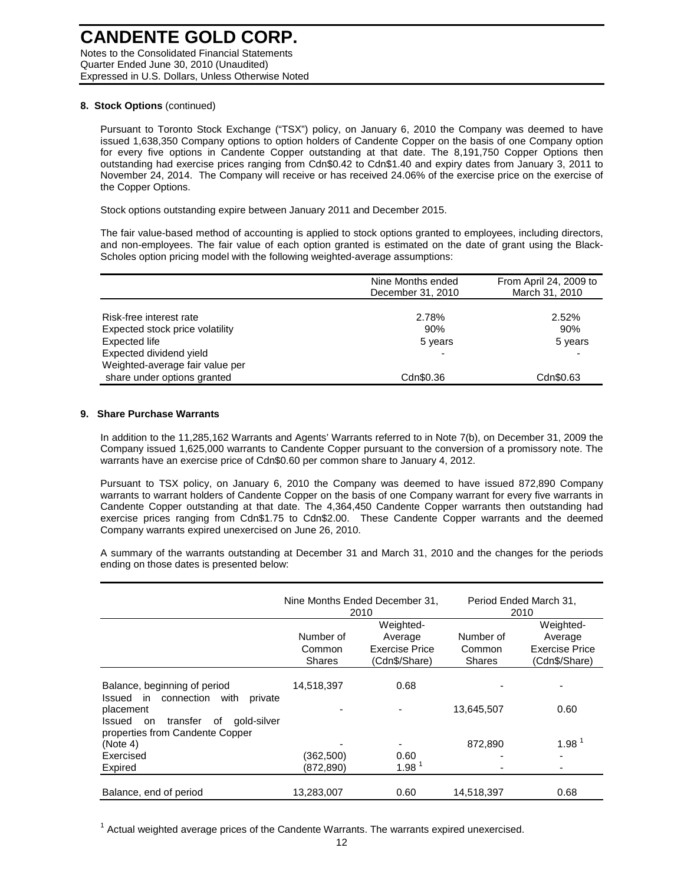## 8. Stock Options (continued)

Pursuant to Toronto Stock Exchange ("TSX") policy, on January 6, 2010 the Company was deemed to have issued 1,638,350 Company options to option holders of Candente Copper on the basis of one Company option for every five options in Candente Copper outstanding at that date. The 8,191,750 Copper Options then outstanding had exercise prices ranging from Cdn$0.42 to Cdn$1.40 and expiry dates from January 3, 2011 to November 24, 2014. The Company will receive or has received 24.06% of the exercise price on the exercise of the Copper Options.

Stock options outstanding expire between January 2011 and December 2015.

The fair value-based method of accounting is applied to stock options granted to employees, including directors, and non-employees. The fair value of each option granted is estimated on the date of grant using the Black-Scholes option pricing model with the following weighted-average assumptions:

| | Nine Months ended December 31, 2010 | From April 24, 2009 to March 31, 2010 |
|---|---|---|
| Risk-free interest rate | 2.78% | 2.52% |
| Expected stock price volatility | 90% | 90% |
| Expected life | 5 years | 5 years |
| Expected dividend yield | - | - |
| Weighted-average fair value per share under options granted | Cdn$0.36 | Cdn$0.63 |

## 9. Share Purchase Warrants

In addition to the 11,285,162 Warrants and Agents' Warrants referred to in Note 7(b), on December 31, 2009 the Company issued 1,625,000 warrants to Candente Copper pursuant to the conversion of a promissory note. The warrants have an exercise price of Cdn$0.60 per common share to January 4, 2012.

Pursuant to TSX policy, on January 6, 2010 the Company was deemed to have issued 872,890 Company warrants to warrant holders of Candente Copper on the basis of one Company warrant for every five warrants in Candente Copper outstanding at that date. The 4,364,450 Candente Copper warrants then outstanding had exercise prices ranging from Cdn$1.75 to Cdn$2.00. These Candente Copper warrants and the deemed Company warrants expired unexercised on June 26, 2010.

A summary of the warrants outstanding at December 31 and March 31, 2010 and the changes for the periods ending on those dates is presented below:

| | Nine Months Ended December 31, 2010 | | Period Ended March 31, 2010 | |
|---|---|---|---|---|
| | Number of Common Shares | Weighted-Average Exercise Price (Cdn$/Share) | Number of Common Shares | Weighted-Average Exercise Price (Cdn$/Share) |
| Balance, beginning of period | 14,518,397 | 0.68 | - | - |
| Issued in connection with private placement | - | - | 13,645,507 | 0.60 |
| Issued on transfer of gold-silver properties from Candente Copper (Note 4) | - | - | 872,890 | 1.98 [1] |
| Exercised | (362,500) | 0.60 | - | - |
| Expired | (872,890) | 1.98 [1] | - | - |
| Balance, end of period | 13,283,007 | 0.60 | 14,518,397 | 0.68 |

[1] Actual weighted average prices of the Candente Warrants. The warrants expired unexercised.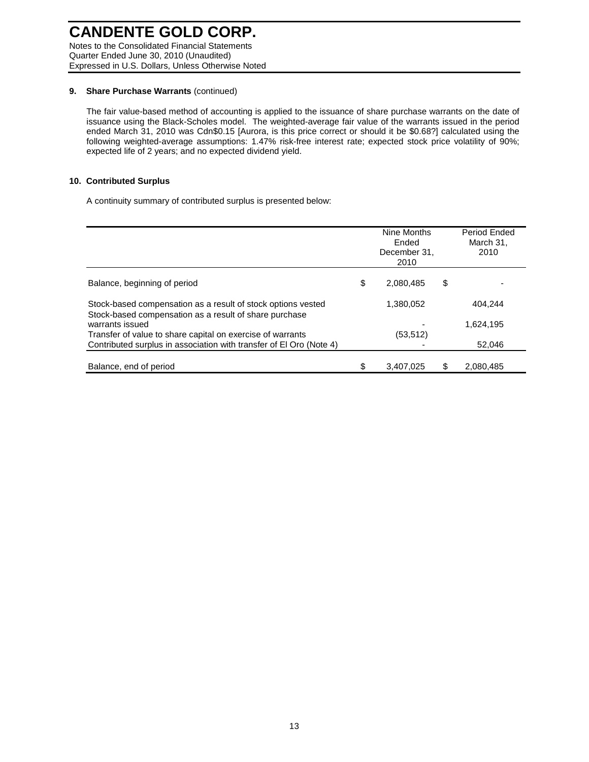# CANDENTE GOLD CORP.

Notes to the Consolidated Financial Statements
Quarter Ended June 30, 2010 (Unaudited)
Expressed in U.S. Dollars, Unless Otherwise Noted

**9. Share Purchase Warrants** (continued)

The fair value-based method of accounting is applied to the issuance of share purchase warrants on the date of issuance using the Black-Scholes model. The weighted-average fair value of the warrants issued in the period ended March 31, 2010 was Cdn$0.15 [Aurora, is this price correct or should it be $0.68?] calculated using the following weighted-average assumptions: 1.47% risk-free interest rate; expected stock price volatility of 90%; expected life of 2 years; and no expected dividend yield.

**10. Contributed Surplus**

A continuity summary of contributed surplus is presented below:

| | Nine Months Ended December 31, 2010 | Period Ended March 31, 2010 |
|---|---|---|
| Balance, beginning of period | $ 2,080,485 | $ - |
| Stock-based compensation as a result of stock options vested | 1,380,052 | 404,244 |
| Stock-based compensation as a result of share purchase warrants issued | - | 1,624,195 |
| Transfer of value to share capital on exercise of warrants | (53,512) | |
| Contributed surplus in association with transfer of El Oro (Note 4) | - | 52,046 |
| Balance, end of period | $ 3,407,025 | $ 2,080,485 |